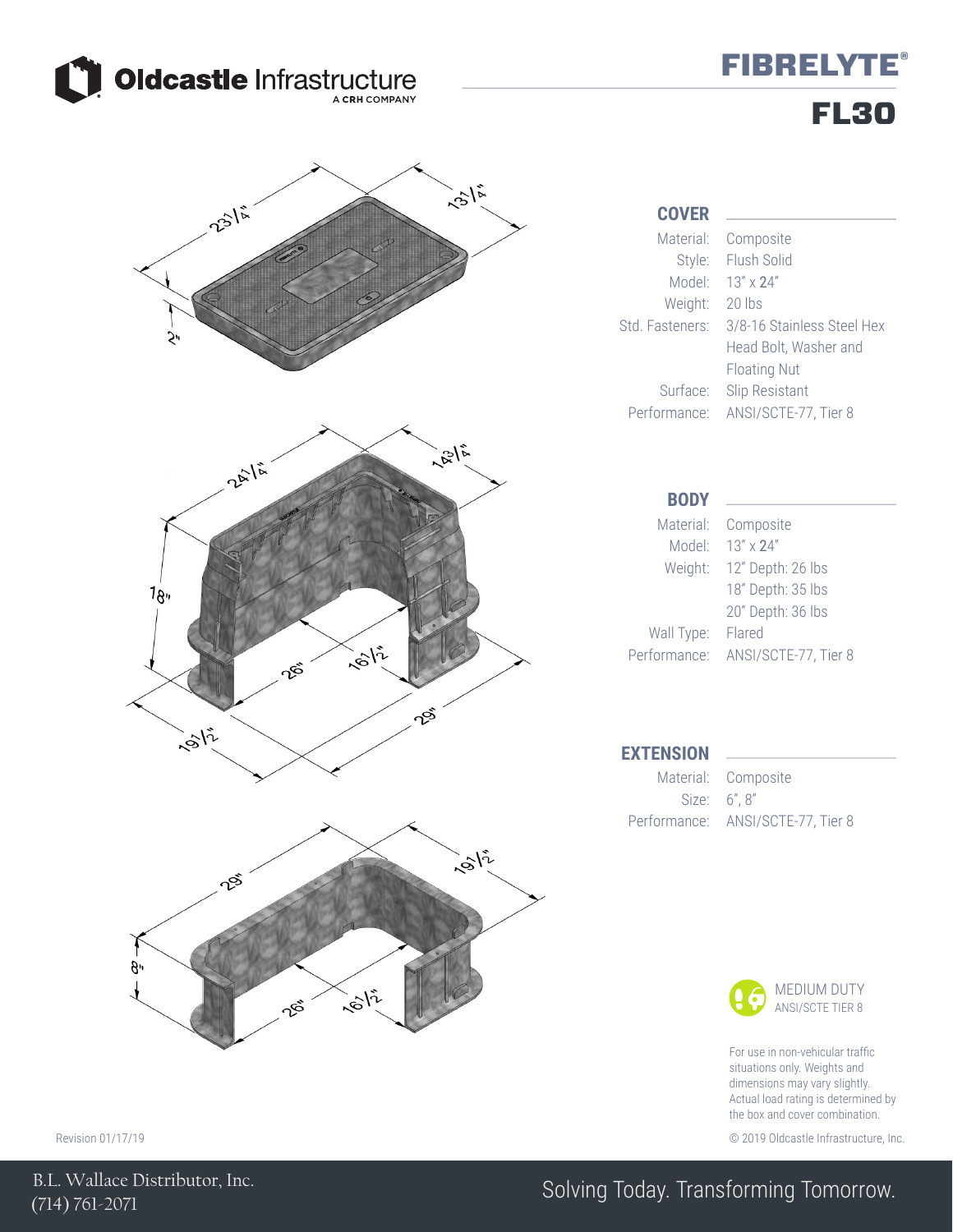Oldcastle Infrastructure
A CRH COMPANY

# FIBRELYTE®

# FL30

## COVER

| | |
|---|---|
| Material: | Composite |
| Style: | Flush Solid |
| Model: | 13" x 24" |
| Weight: | 20 lbs |
| Std. Fasteners: | 3/8-16 Stainless Steel Hex Head Bolt, Washer and Floating Nut |
| Surface: | Slip Resistant |
| Performance: | ANSI/SCTE-77, Tier 8 |

## BODY

| | |
|---|---|
| Material: | Composite |
| Model: | 13" x 24" |
| Weight: | 12" Depth: 26 lbs<br>18" Depth: 35 lbs<br>20" Depth: 36 lbs |
| Wall Type: | Flared |
| Performance: | ANSI/SCTE-77, Tier 8 |

## EXTENSION

| | |
|---|---|
| Material: | Composite |
| Size: | 6", 8" |
| Performance: | ANSI/SCTE-77, Tier 8 |

Cover dimensions: 23 1/4" x 13 1/4" x 2"

Body dimensions: 24 1/4" x 14 3/4" (top), 18" (height), 26" x 16 1/2", 29" x 19 1/2" (bottom)

Extension dimensions: 29" x 19 1/2", 26" x 16 1/2", 8" (height)

MEDIUM DUTY
ANSI/SCTE TIER 8

For use in non-vehicular traffic situations only. Weights and dimensions may vary slightly. Actual load rating is determined by the box and cover combination.

Revision 01/17/19

© 2019 Oldcastle Infrastructure, Inc.

B.L. Wallace Distributor, Inc.
(714) 761-2071

Solving Today. Transforming Tomorrow.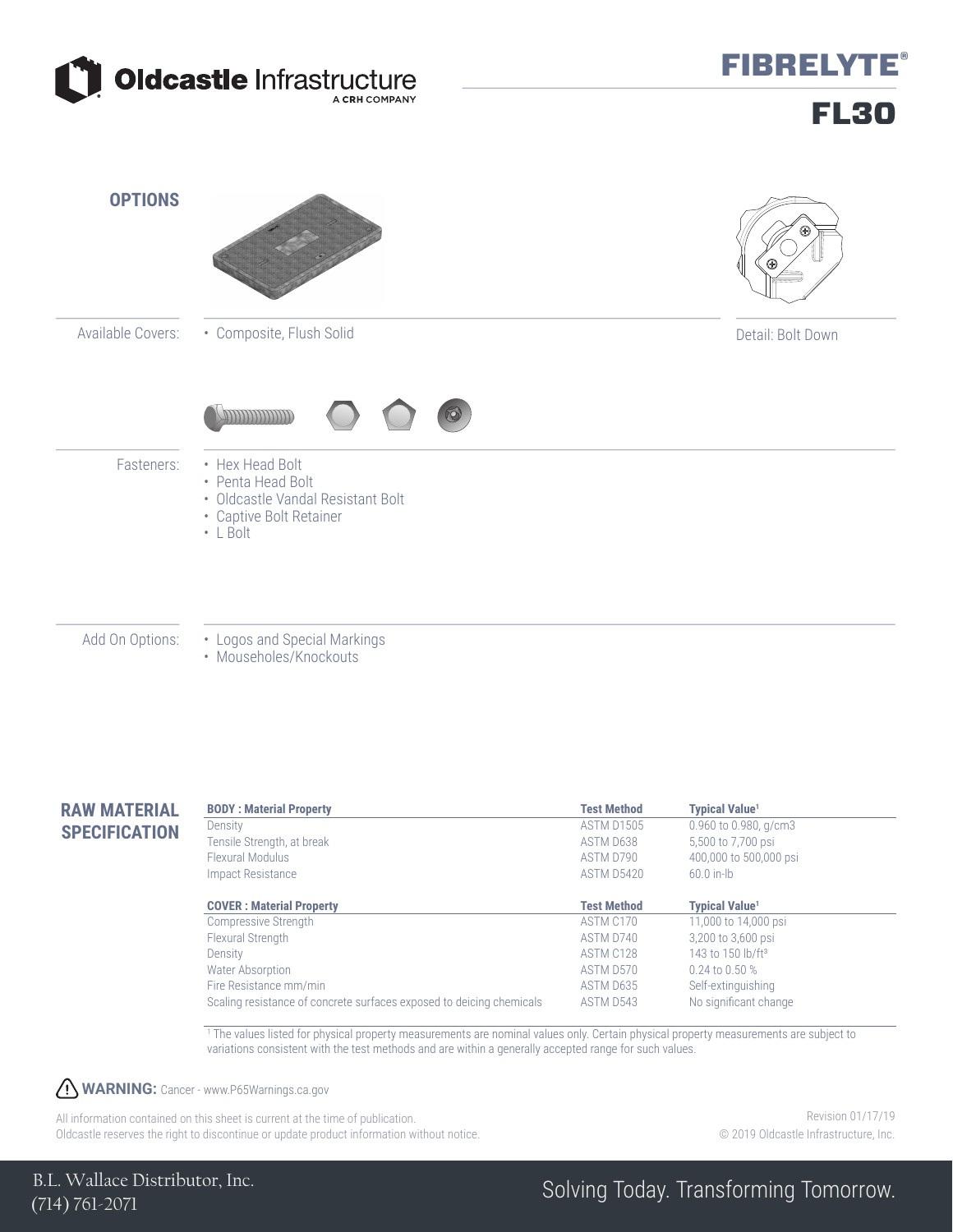# FIBRELYTE®

## FL30

## OPTIONS

Available Covers:
- Composite, Flush Solid

Detail: Bolt Down

Fasteners:
- Hex Head Bolt
- Penta Head Bolt
- Oldcastle Vandal Resistant Bolt
- Captive Bolt Retainer
- L Bolt

Add On Options:
- Logos and Special Markings
- Mouseholes/Knockouts

## RAW MATERIAL SPECIFICATION

| BODY : Material Property | Test Method | Typical Value[1] |
| --- | --- | --- |
| Density | ASTM D1505 | 0.960 to 0.980, g/cm3 |
| Tensile Strength, at break | ASTM D638 | 5,500 to 7,700 psi |
| Flexural Modulus | ASTM D790 | 400,000 to 500,000 psi |
| Impact Resistance | ASTM D5420 | 60.0 in-lb |

| COVER : Material Property | Test Method | Typical Value[1] |
| --- | --- | --- |
| Compressive Strength | ASTM C170 | 11,000 to 14,000 psi |
| Flexural Strength | ASTM D740 | 3,200 to 3,600 psi |
| Density | ASTM C128 | 143 to 150 lb/ft³ |
| Water Absorption | ASTM D570 | 0.24 to 0.50 % |
| Fire Resistance mm/min | ASTM D635 | Self-extinguishing |
| Scaling resistance of concrete surfaces exposed to deicing chemicals | ASTM D543 | No significant change |

[1] The values listed for physical property measurements are nominal values only. Certain physical property measurements are subject to variations consistent with the test methods and are within a generally accepted range for such values.

**WARNING:** Cancer - www.P65Warnings.ca.gov

All information contained on this sheet is current at the time of publication.
Oldcastle reserves the right to discontinue or update product information without notice.

Revision 01/17/19
© 2019 Oldcastle Infrastructure, Inc.

B.L. Wallace Distributor, Inc.
(714) 761-2071

Solving Today. Transforming Tomorrow.